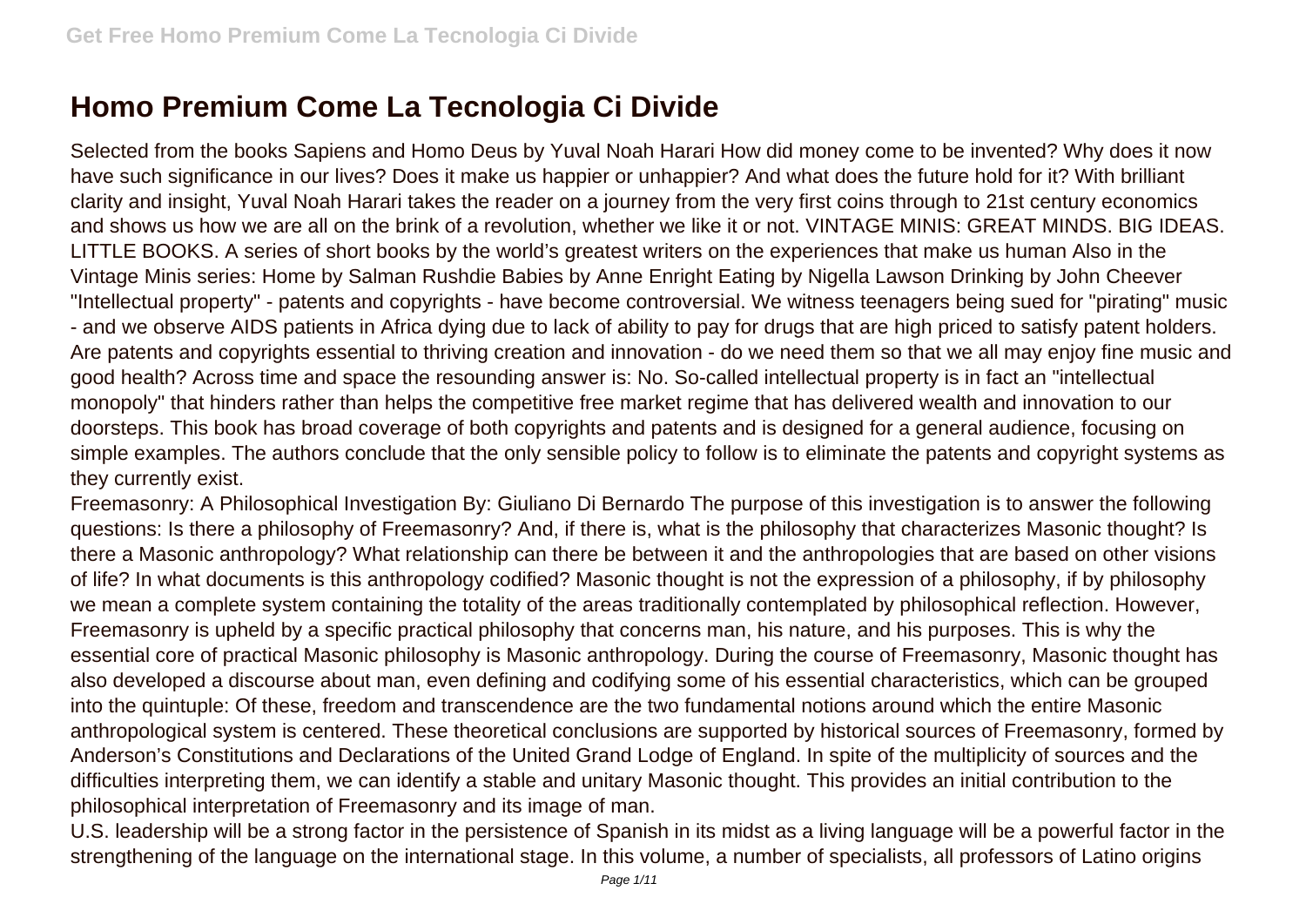# Homo Premium Come La Tecnologia Ci Divide

Selected from the books Sapiens and Homo Deus by Yuval Noah Harari How did money come to be invented? Why does it now have such significance in our lives? Does it make us happier or unhappier? And what does the future hold for it? With brilliant clarity and insight, Yuval Noah Harari takes the reader on a journey from the very first coins through to 21st century economics and shows us how we are all on the brink of a revolution, whether we like it or not. VINTAGE MINIS: GREAT MINDS. BIG IDEAS. LITTLE BOOKS. A series of short books by the world's greatest writers on the experiences that make us human Also in the Vintage Minis series: Home by Salman Rushdie Babies by Anne Enright Eating by Nigella Lawson Drinking by John Cheever "Intellectual property" - patents and copyrights - have become controversial. We witness teenagers being sued for "pirating" music - and we observe AIDS patients in Africa dying due to lack of ability to pay for drugs that are high priced to satisfy patent holders. Are patents and copyrights essential to thriving creation and innovation - do we need them so that we all may enjoy fine music and good health? Across time and space the resounding answer is: No. So-called intellectual property is in fact an "intellectual monopoly" that hinders rather than helps the competitive free market regime that has delivered wealth and innovation to our doorsteps. This book has broad coverage of both copyrights and patents and is designed for a general audience, focusing on simple examples. The authors conclude that the only sensible policy to follow is to eliminate the patents and copyright systems as they currently exist.

Freemasonry: A Philosophical Investigation By: Giuliano Di Bernardo The purpose of this investigation is to answer the following questions: Is there a philosophy of Freemasonry? And, if there is, what is the philosophy that characterizes Masonic thought? Is there a Masonic anthropology? What relationship can there be between it and the anthropologies that are based on other visions of life? In what documents is this anthropology codified? Masonic thought is not the expression of a philosophy, if by philosophy we mean a complete system containing the totality of the areas traditionally contemplated by philosophical reflection. However, Freemasonry is upheld by a specific practical philosophy that concerns man, his nature, and his purposes. This is why the essential core of practical Masonic philosophy is Masonic anthropology. During the course of Freemasonry, Masonic thought has also developed a discourse about man, even defining and codifying some of his essential characteristics, which can be grouped into the quintuple: Of these, freedom and transcendence are the two fundamental notions around which the entire Masonic anthropological system is centered. These theoretical conclusions are supported by historical sources of Freemasonry, formed by Anderson's Constitutions and Declarations of the United Grand Lodge of England. In spite of the multiplicity of sources and the difficulties interpreting them, we can identify a stable and unitary Masonic thought. This provides an initial contribution to the philosophical interpretation of Freemasonry and its image of man.

U.S. leadership will be a strong factor in the persistence of Spanish in its midst as a living language will be a powerful factor in the strengthening of the language on the international stage. In this volume, a number of specialists, all professors of Latino origins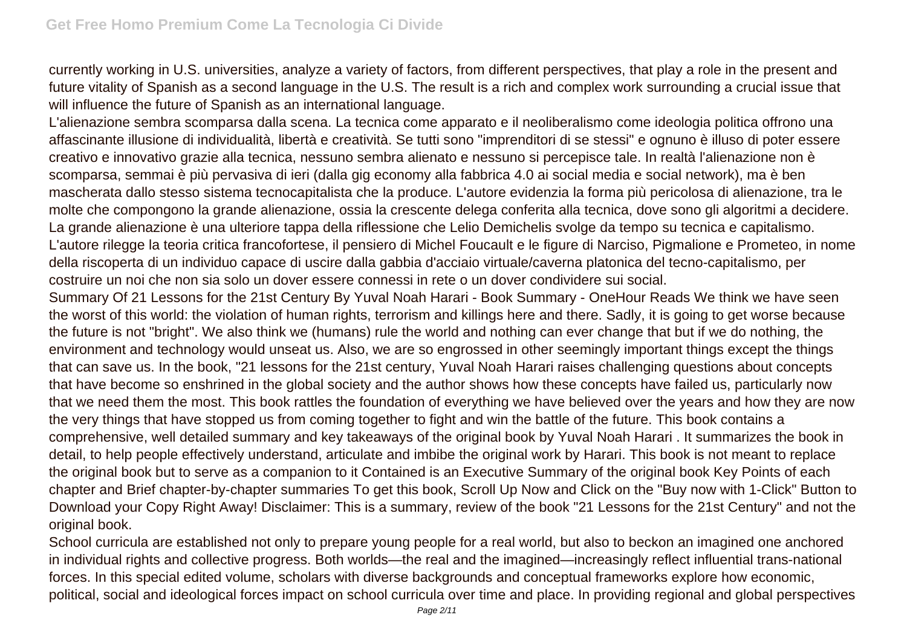currently working in U.S. universities, analyze a variety of factors, from different perspectives, that play a role in the present and future vitality of Spanish as a second language in the U.S. The result is a rich and complex work surrounding a crucial issue that will influence the future of Spanish as an international language.

L'alienazione sembra scomparsa dalla scena. La tecnica come apparato e il neoliberalismo come ideologia politica offrono una affascinante illusione di individualità, libertà e creatività. Se tutti sono "imprenditori di se stessi" e ognuno è illuso di poter essere creativo e innovativo grazie alla tecnica, nessuno sembra alienato e nessuno si percepisce tale. In realtà l'alienazione non è scomparsa, semmai è più pervasiva di ieri (dalla gig economy alla fabbrica 4.0 ai social media e social network), ma è ben mascherata dallo stesso sistema tecnocapitalista che la produce. L'autore evidenzia la forma più pericolosa di alienazione, tra le molte che compongono la grande alienazione, ossia la crescente delega conferita alla tecnica, dove sono gli algoritmi a decidere. La grande alienazione è una ulteriore tappa della riflessione che Lelio Demichelis svolge da tempo su tecnica e capitalismo. L'autore rilegge la teoria critica francofortese, il pensiero di Michel Foucault e le figure di Narciso, Pigmalione e Prometeo, in nome della riscoperta di un individuo capace di uscire dalla gabbia d'acciaio virtuale/caverna platonica del tecno-capitalismo, per costruire un noi che non sia solo un dover essere connessi in rete o un dover condividere sui social.

Summary Of 21 Lessons for the 21st Century By Yuval Noah Harari - Book Summary - OneHour Reads We think we have seen the worst of this world: the violation of human rights, terrorism and killings here and there. Sadly, it is going to get worse because the future is not "bright". We also think we (humans) rule the world and nothing can ever change that but if we do nothing, the environment and technology would unseat us. Also, we are so engrossed in other seemingly important things except the things that can save us. In the book, "21 lessons for the 21st century, Yuval Noah Harari raises challenging questions about concepts that have become so enshrined in the global society and the author shows how these concepts have failed us, particularly now that we need them the most. This book rattles the foundation of everything we have believed over the years and how they are now the very things that have stopped us from coming together to fight and win the battle of the future. This book contains a comprehensive, well detailed summary and key takeaways of the original book by Yuval Noah Harari . It summarizes the book in detail, to help people effectively understand, articulate and imbibe the original work by Harari. This book is not meant to replace the original book but to serve as a companion to it Contained is an Executive Summary of the original book Key Points of each chapter and Brief chapter-by-chapter summaries To get this book, Scroll Up Now and Click on the "Buy now with 1-Click" Button to Download your Copy Right Away! Disclaimer: This is a summary, review of the book "21 Lessons for the 21st Century" and not the original book.

School curricula are established not only to prepare young people for a real world, but also to beckon an imagined one anchored in individual rights and collective progress. Both worlds—the real and the imagined—increasingly reflect influential trans-national forces. In this special edited volume, scholars with diverse backgrounds and conceptual frameworks explore how economic, political, social and ideological forces impact on school curricula over time and place. In providing regional and global perspectives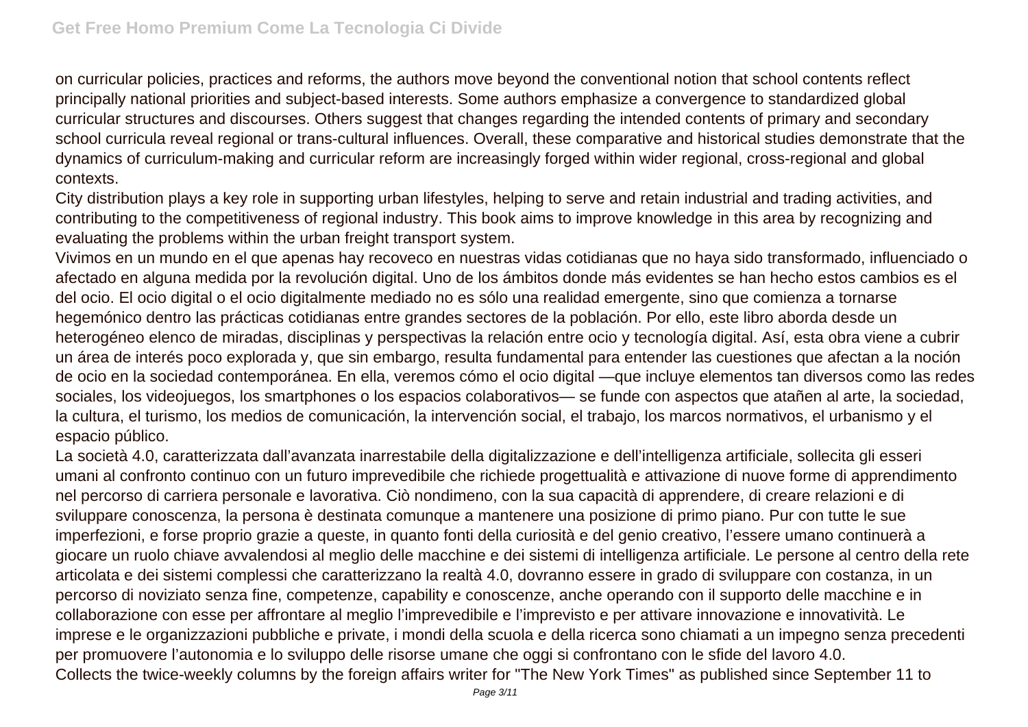on curricular policies, practices and reforms, the authors move beyond the conventional notion that school contents reflect principally national priorities and subject-based interests. Some authors emphasize a convergence to standardized global curricular structures and discourses. Others suggest that changes regarding the intended contents of primary and secondary school curricula reveal regional or trans-cultural influences. Overall, these comparative and historical studies demonstrate that the dynamics of curriculum-making and curricular reform are increasingly forged within wider regional, cross-regional and global contexts.

City distribution plays a key role in supporting urban lifestyles, helping to serve and retain industrial and trading activities, and contributing to the competitiveness of regional industry. This book aims to improve knowledge in this area by recognizing and evaluating the problems within the urban freight transport system.

Vivimos en un mundo en el que apenas hay recoveco en nuestras vidas cotidianas que no haya sido transformado, influenciado o afectado en alguna medida por la revolución digital. Uno de los ámbitos donde más evidentes se han hecho estos cambios es el del ocio. El ocio digital o el ocio digitalmente mediado no es sólo una realidad emergente, sino que comienza a tornarse hegemónico dentro las prácticas cotidianas entre grandes sectores de la población. Por ello, este libro aborda desde un heterogéneo elenco de miradas, disciplinas y perspectivas la relación entre ocio y tecnología digital. Así, esta obra viene a cubrir un área de interés poco explorada y, que sin embargo, resulta fundamental para entender las cuestiones que afectan a la noción de ocio en la sociedad contemporánea. En ella, veremos cómo el ocio digital —que incluye elementos tan diversos como las redes sociales, los videojuegos, los smartphones o los espacios colaborativos— se funde con aspectos que atañen al arte, la sociedad, la cultura, el turismo, los medios de comunicación, la intervención social, el trabajo, los marcos normativos, el urbanismo y el espacio público.

La società 4.0, caratterizzata dall'avanzata inarrestabile della digitalizzazione e dell'intelligenza artificiale, sollecita gli esseri umani al confronto continuo con un futuro imprevedibile che richiede progettualità e attivazione di nuove forme di apprendimento nel percorso di carriera personale e lavorativa. Ciò nondimeno, con la sua capacità di apprendere, di creare relazioni e di sviluppare conoscenza, la persona è destinata comunque a mantenere una posizione di primo piano. Pur con tutte le sue imperfezioni, e forse proprio grazie a queste, in quanto fonti della curiosità e del genio creativo, l'essere umano continuerà a giocare un ruolo chiave avvalendosi al meglio delle macchine e dei sistemi di intelligenza artificiale. Le persone al centro della rete articolata e dei sistemi complessi che caratterizzano la realtà 4.0, dovranno essere in grado di sviluppare con costanza, in un percorso di noviziato senza fine, competenze, capability e conoscenze, anche operando con il supporto delle macchine e in collaborazione con esse per affrontare al meglio l'imprevedibile e l'imprevisto e per attivare innovazione e innovatività. Le imprese e le organizzazioni pubbliche e private, i mondi della scuola e della ricerca sono chiamati a un impegno senza precedenti per promuovere l'autonomia e lo sviluppo delle risorse umane che oggi si confrontano con le sfide del lavoro 4.0.

Collects the twice-weekly columns by the foreign affairs writer for "The New York Times" as published since September 11 to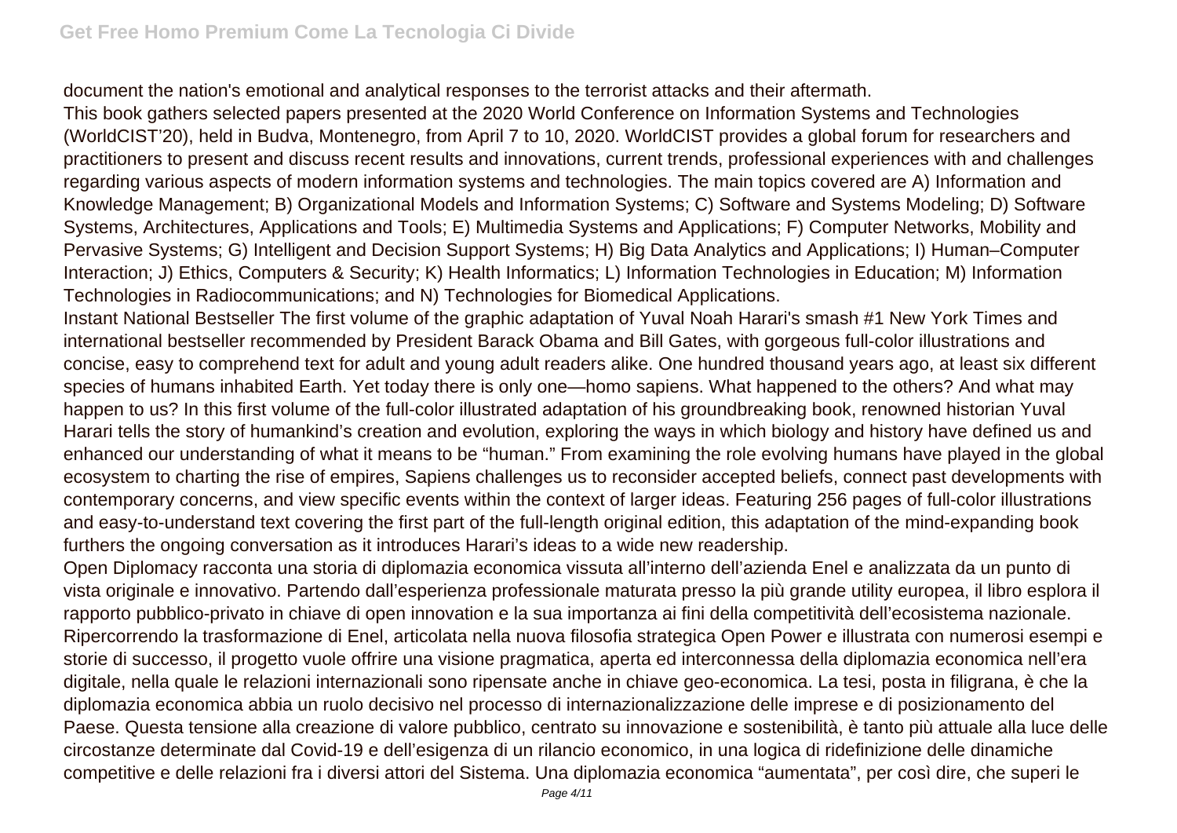document the nation's emotional and analytical responses to the terrorist attacks and their aftermath.

This book gathers selected papers presented at the 2020 World Conference on Information Systems and Technologies (WorldCIST'20), held in Budva, Montenegro, from April 7 to 10, 2020. WorldCIST provides a global forum for researchers and practitioners to present and discuss recent results and innovations, current trends, professional experiences with and challenges regarding various aspects of modern information systems and technologies. The main topics covered are A) Information and Knowledge Management; B) Organizational Models and Information Systems; C) Software and Systems Modeling; D) Software Systems, Architectures, Applications and Tools; E) Multimedia Systems and Applications; F) Computer Networks, Mobility and Pervasive Systems; G) Intelligent and Decision Support Systems; H) Big Data Analytics and Applications; I) Human–Computer Interaction; J) Ethics, Computers & Security; K) Health Informatics; L) Information Technologies in Education; M) Information Technologies in Radiocommunications; and N) Technologies for Biomedical Applications.

Instant National Bestseller The first volume of the graphic adaptation of Yuval Noah Harari's smash #1 New York Times and international bestseller recommended by President Barack Obama and Bill Gates, with gorgeous full-color illustrations and concise, easy to comprehend text for adult and young adult readers alike. One hundred thousand years ago, at least six different species of humans inhabited Earth. Yet today there is only one—homo sapiens. What happened to the others? And what may happen to us? In this first volume of the full-color illustrated adaptation of his groundbreaking book, renowned historian Yuval Harari tells the story of humankind's creation and evolution, exploring the ways in which biology and history have defined us and enhanced our understanding of what it means to be "human." From examining the role evolving humans have played in the global ecosystem to charting the rise of empires, Sapiens challenges us to reconsider accepted beliefs, connect past developments with contemporary concerns, and view specific events within the context of larger ideas. Featuring 256 pages of full-color illustrations and easy-to-understand text covering the first part of the full-length original edition, this adaptation of the mind-expanding book furthers the ongoing conversation as it introduces Harari's ideas to a wide new readership.

Open Diplomacy racconta una storia di diplomazia economica vissuta all'interno dell'azienda Enel e analizzata da un punto di vista originale e innovativo. Partendo dall'esperienza professionale maturata presso la più grande utility europea, il libro esplora il rapporto pubblico-privato in chiave di open innovation e la sua importanza ai fini della competitività dell'ecosistema nazionale. Ripercorrendo la trasformazione di Enel, articolata nella nuova filosofia strategica Open Power e illustrata con numerosi esempi e storie di successo, il progetto vuole offrire una visione pragmatica, aperta ed interconnessa della diplomazia economica nell'era digitale, nella quale le relazioni internazionali sono ripensate anche in chiave geo-economica. La tesi, posta in filigrana, è che la diplomazia economica abbia un ruolo decisivo nel processo di internazionalizzazione delle imprese e di posizionamento del Paese. Questa tensione alla creazione di valore pubblico, centrato su innovazione e sostenibilità, è tanto più attuale alla luce delle circostanze determinate dal Covid-19 e dell'esigenza di un rilancio economico, in una logica di ridefinizione delle dinamiche competitive e delle relazioni fra i diversi attori del Sistema. Una diplomazia economica "aumentata", per così dire, che superi le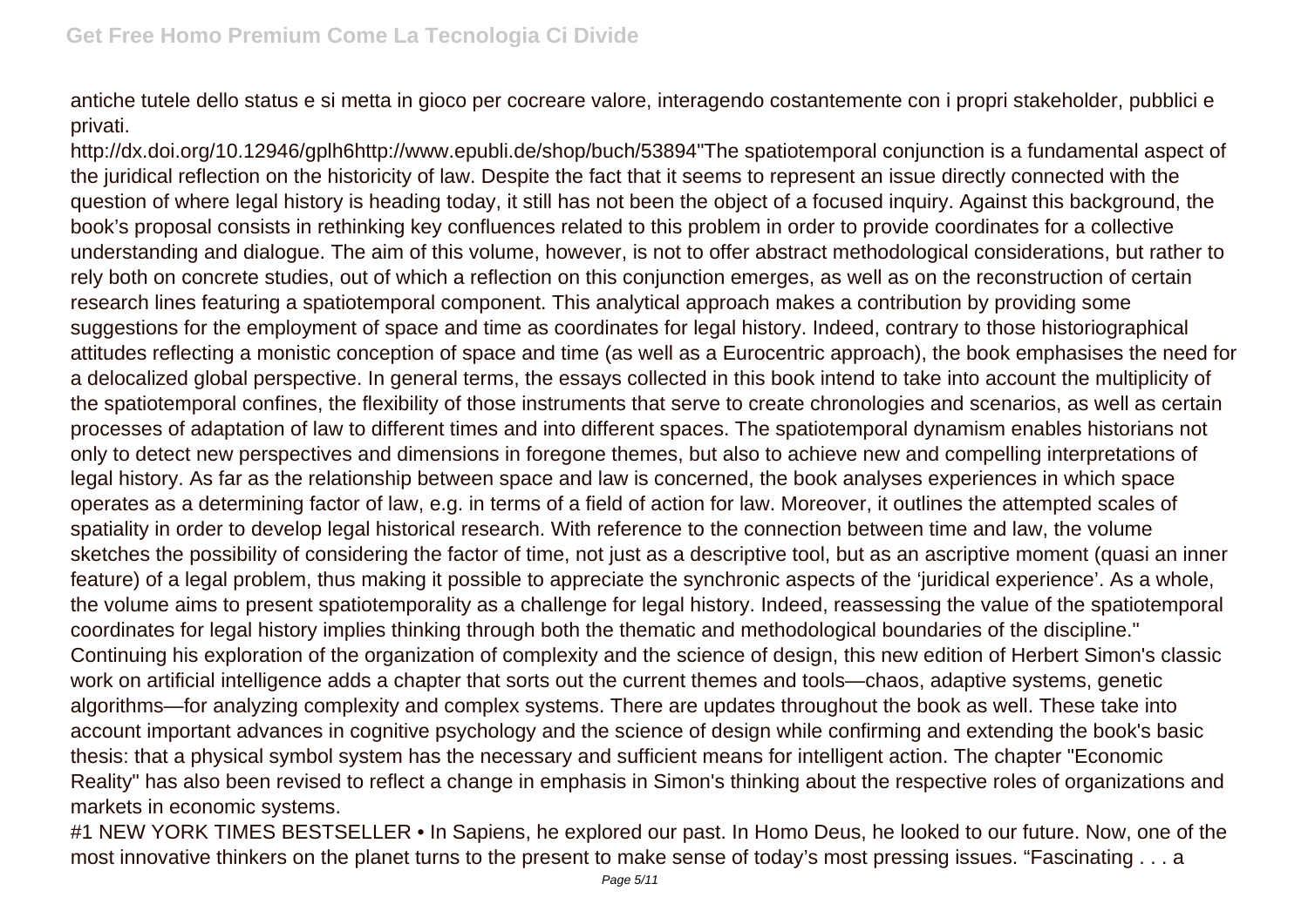antiche tutele dello status e si metta in gioco per cocreare valore, interagendo costantemente con i propri stakeholder, pubblici e privati.

http://dx.doi.org/10.12946/gplh6http://www.epubli.de/shop/buch/53894"The spatiotemporal conjunction is a fundamental aspect of the juridical reflection on the historicity of law. Despite the fact that it seems to represent an issue directly connected with the question of where legal history is heading today, it still has not been the object of a focused inquiry. Against this background, the book's proposal consists in rethinking key confluences related to this problem in order to provide coordinates for a collective understanding and dialogue. The aim of this volume, however, is not to offer abstract methodological considerations, but rather to rely both on concrete studies, out of which a reflection on this conjunction emerges, as well as on the reconstruction of certain research lines featuring a spatiotemporal component. This analytical approach makes a contribution by providing some suggestions for the employment of space and time as coordinates for legal history. Indeed, contrary to those historiographical attitudes reflecting a monistic conception of space and time (as well as a Eurocentric approach), the book emphasises the need for a delocalized global perspective. In general terms, the essays collected in this book intend to take into account the multiplicity of the spatiotemporal confines, the flexibility of those instruments that serve to create chronologies and scenarios, as well as certain processes of adaptation of law to different times and into different spaces. The spatiotemporal dynamism enables historians not only to detect new perspectives and dimensions in foregone themes, but also to achieve new and compelling interpretations of legal history. As far as the relationship between space and law is concerned, the book analyses experiences in which space operates as a determining factor of law, e.g. in terms of a field of action for law. Moreover, it outlines the attempted scales of spatiality in order to develop legal historical research. With reference to the connection between time and law, the volume sketches the possibility of considering the factor of time, not just as a descriptive tool, but as an ascriptive moment (quasi an inner feature) of a legal problem, thus making it possible to appreciate the synchronic aspects of the 'juridical experience'. As a whole, the volume aims to present spatiotemporality as a challenge for legal history. Indeed, reassessing the value of the spatiotemporal coordinates for legal history implies thinking through both the thematic and methodological boundaries of the discipline."

Continuing his exploration of the organization of complexity and the science of design, this new edition of Herbert Simon's classic work on artificial intelligence adds a chapter that sorts out the current themes and tools—chaos, adaptive systems, genetic algorithms—for analyzing complexity and complex systems. There are updates throughout the book as well. These take into account important advances in cognitive psychology and the science of design while confirming and extending the book's basic thesis: that a physical symbol system has the necessary and sufficient means for intelligent action. The chapter "Economic Reality" has also been revised to reflect a change in emphasis in Simon's thinking about the respective roles of organizations and markets in economic systems.

#1 NEW YORK TIMES BESTSELLER • In Sapiens, he explored our past. In Homo Deus, he looked to our future. Now, one of the most innovative thinkers on the planet turns to the present to make sense of today's most pressing issues. "Fascinating . . . a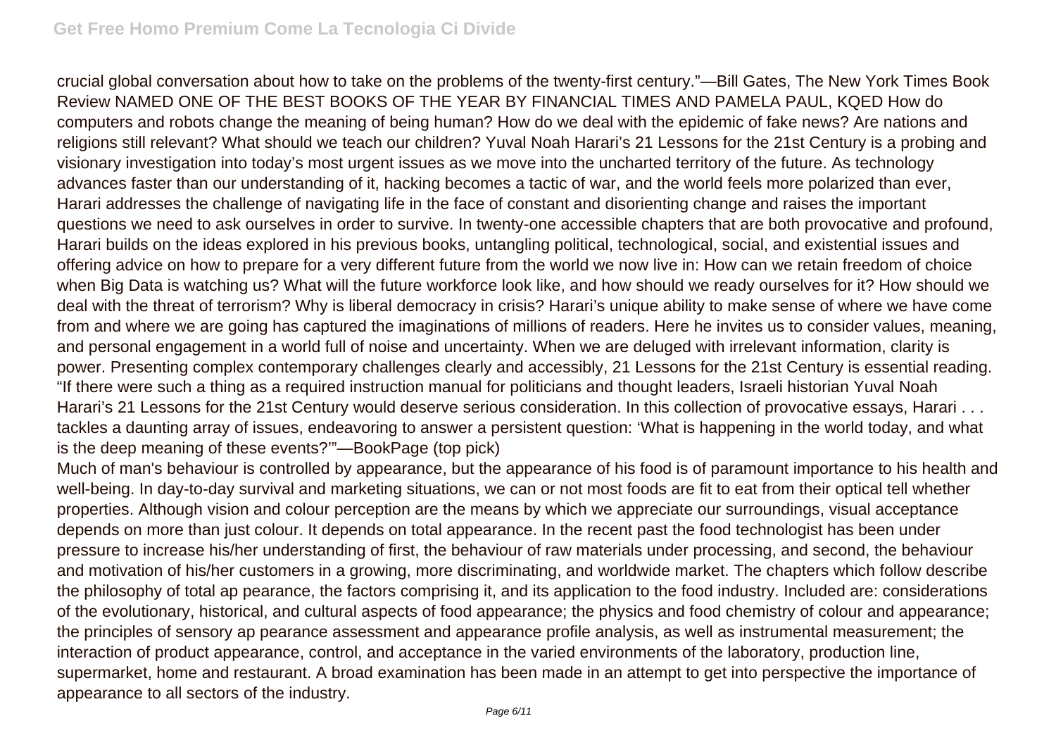crucial global conversation about how to take on the problems of the twenty-first century."—Bill Gates, The New York Times Book Review NAMED ONE OF THE BEST BOOKS OF THE YEAR BY FINANCIAL TIMES AND PAMELA PAUL, KQED How do computers and robots change the meaning of being human? How do we deal with the epidemic of fake news? Are nations and religions still relevant? What should we teach our children? Yuval Noah Harari's 21 Lessons for the 21st Century is a probing and visionary investigation into today's most urgent issues as we move into the uncharted territory of the future. As technology advances faster than our understanding of it, hacking becomes a tactic of war, and the world feels more polarized than ever, Harari addresses the challenge of navigating life in the face of constant and disorienting change and raises the important questions we need to ask ourselves in order to survive. In twenty-one accessible chapters that are both provocative and profound, Harari builds on the ideas explored in his previous books, untangling political, technological, social, and existential issues and offering advice on how to prepare for a very different future from the world we now live in: How can we retain freedom of choice when Big Data is watching us? What will the future workforce look like, and how should we ready ourselves for it? How should we deal with the threat of terrorism? Why is liberal democracy in crisis? Harari's unique ability to make sense of where we have come from and where we are going has captured the imaginations of millions of readers. Here he invites us to consider values, meaning, and personal engagement in a world full of noise and uncertainty. When we are deluged with irrelevant information, clarity is power. Presenting complex contemporary challenges clearly and accessibly, 21 Lessons for the 21st Century is essential reading. "If there were such a thing as a required instruction manual for politicians and thought leaders, Israeli historian Yuval Noah Harari's 21 Lessons for the 21st Century would deserve serious consideration. In this collection of provocative essays, Harari . . . tackles a daunting array of issues, endeavoring to answer a persistent question: 'What is happening in the world today, and what is the deep meaning of these events?'"—BookPage (top pick)

Much of man's behaviour is controlled by appearance, but the appearance of his food is of paramount importance to his health and well-being. In day-to-day survival and marketing situations, we can or not most foods are fit to eat from their optical tell whether properties. Although vision and colour perception are the means by which we appreciate our surroundings, visual acceptance depends on more than just colour. It depends on total appearance. In the recent past the food technologist has been under pressure to increase his/her understanding of first, the behaviour of raw materials under processing, and second, the behaviour and motivation of his/her customers in a growing, more discriminating, and worldwide market. The chapters which follow describe the philosophy of total ap pearance, the factors comprising it, and its application to the food industry. Included are: considerations of the evolutionary, historical, and cultural aspects of food appearance; the physics and food chemistry of colour and appearance; the principles of sensory ap pearance assessment and appearance profile analysis, as well as instrumental measurement; the interaction of product appearance, control, and acceptance in the varied environments of the laboratory, production line, supermarket, home and restaurant. A broad examination has been made in an attempt to get into perspective the importance of appearance to all sectors of the industry.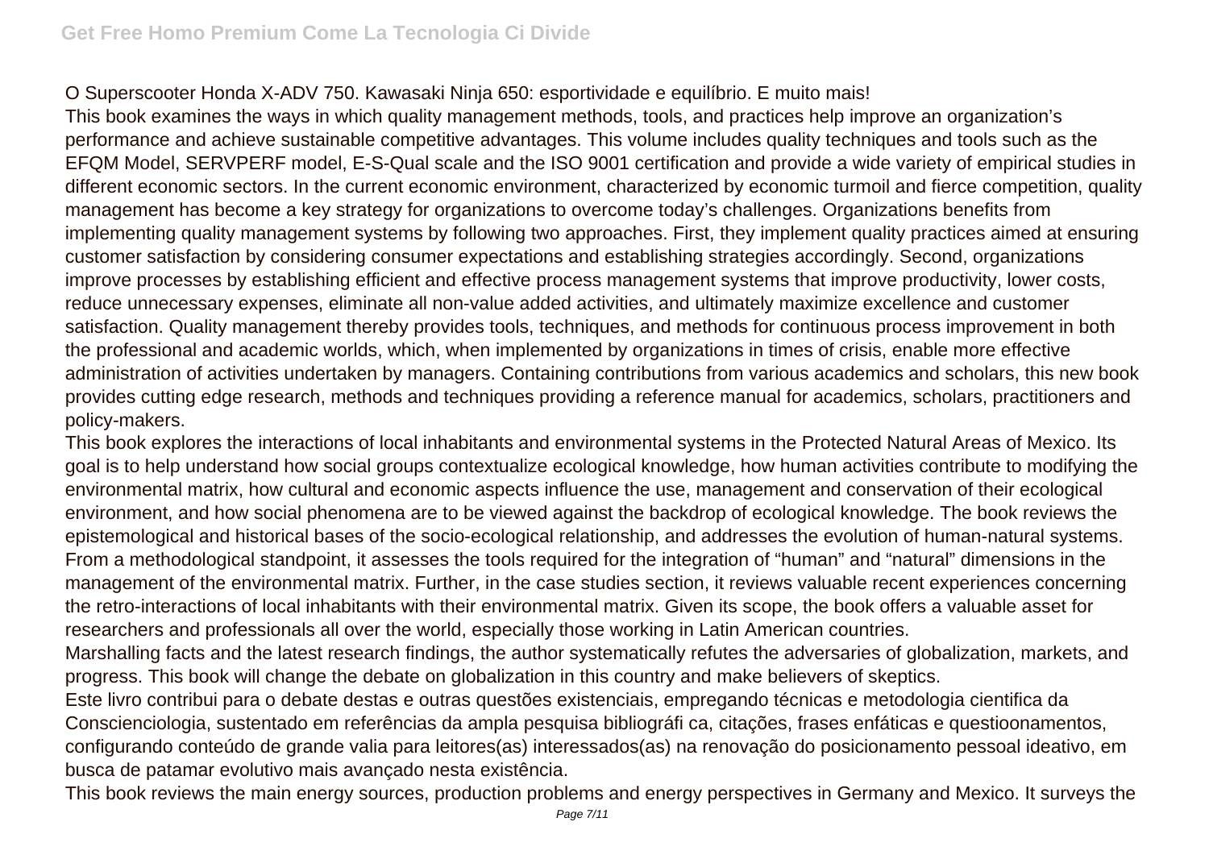O Superscooter Honda X-ADV 750. Kawasaki Ninja 650: esportividade e equilíbrio. E muito mais!

This book examines the ways in which quality management methods, tools, and practices help improve an organization's performance and achieve sustainable competitive advantages. This volume includes quality techniques and tools such as the EFQM Model, SERVPERF model, E-S-Qual scale and the ISO 9001 certification and provide a wide variety of empirical studies in different economic sectors. In the current economic environment, characterized by economic turmoil and fierce competition, quality management has become a key strategy for organizations to overcome today's challenges. Organizations benefits from implementing quality management systems by following two approaches. First, they implement quality practices aimed at ensuring customer satisfaction by considering consumer expectations and establishing strategies accordingly. Second, organizations improve processes by establishing efficient and effective process management systems that improve productivity, lower costs, reduce unnecessary expenses, eliminate all non-value added activities, and ultimately maximize excellence and customer satisfaction. Quality management thereby provides tools, techniques, and methods for continuous process improvement in both the professional and academic worlds, which, when implemented by organizations in times of crisis, enable more effective administration of activities undertaken by managers. Containing contributions from various academics and scholars, this new book provides cutting edge research, methods and techniques providing a reference manual for academics, scholars, practitioners and policy-makers.

This book explores the interactions of local inhabitants and environmental systems in the Protected Natural Areas of Mexico. Its goal is to help understand how social groups contextualize ecological knowledge, how human activities contribute to modifying the environmental matrix, how cultural and economic aspects influence the use, management and conservation of their ecological environment, and how social phenomena are to be viewed against the backdrop of ecological knowledge. The book reviews the epistemological and historical bases of the socio-ecological relationship, and addresses the evolution of human-natural systems. From a methodological standpoint, it assesses the tools required for the integration of "human" and "natural" dimensions in the management of the environmental matrix. Further, in the case studies section, it reviews valuable recent experiences concerning the retro-interactions of local inhabitants with their environmental matrix. Given its scope, the book offers a valuable asset for researchers and professionals all over the world, especially those working in Latin American countries.

Marshalling facts and the latest research findings, the author systematically refutes the adversaries of globalization, markets, and progress. This book will change the debate on globalization in this country and make believers of skeptics.

Este livro contribui para o debate destas e outras questões existenciais, empregando técnicas e metodologia cientifica da Conscienciologia, sustentado em referências da ampla pesquisa bibliográfi ca, citações, frases enfáticas e questioonamentos, configurando conteúdo de grande valia para leitores(as) interessados(as) na renovação do posicionamento pessoal ideativo, em busca de patamar evolutivo mais avançado nesta existência.

This book reviews the main energy sources, production problems and energy perspectives in Germany and Mexico. It surveys the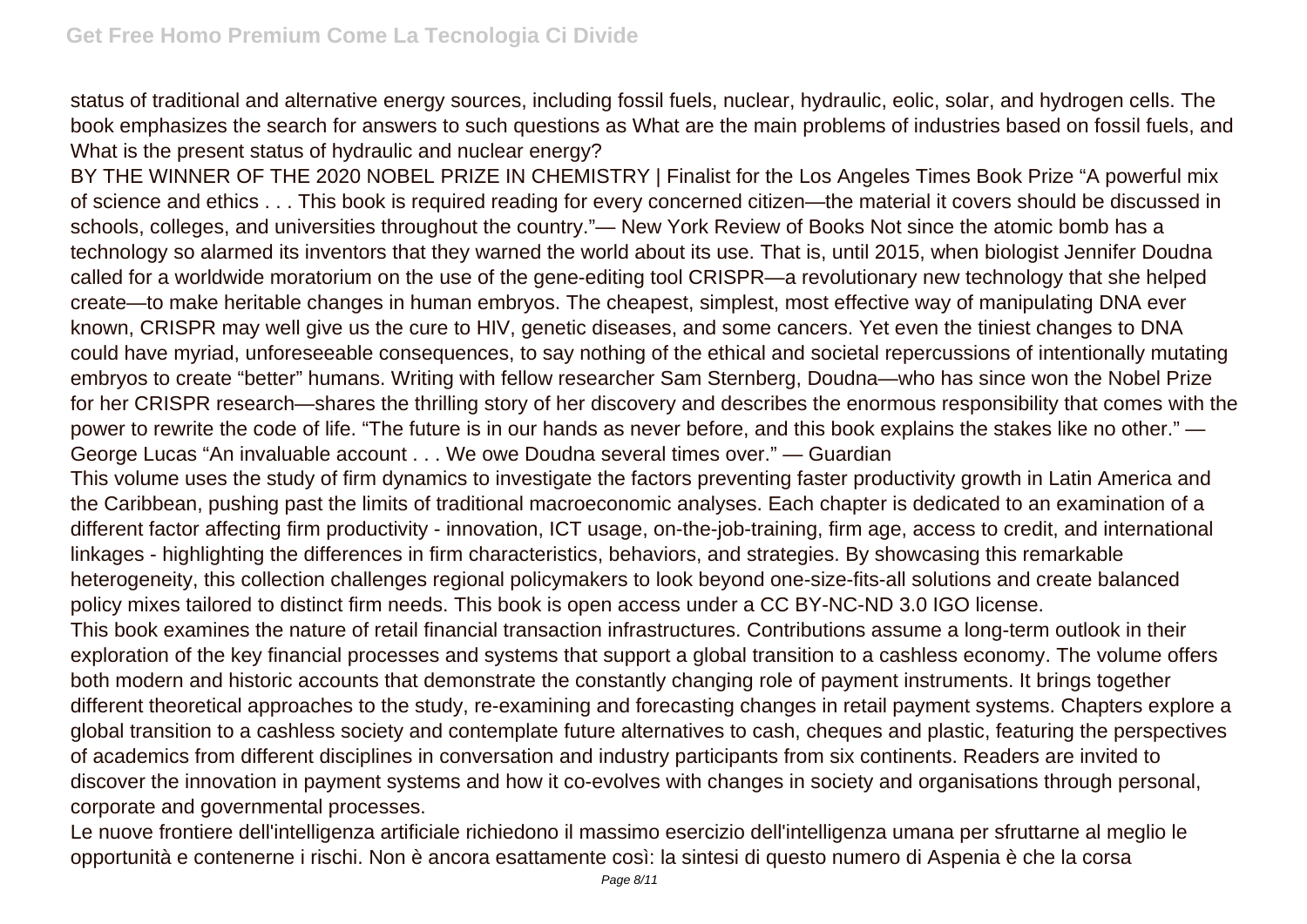status of traditional and alternative energy sources, including fossil fuels, nuclear, hydraulic, eolic, solar, and hydrogen cells. The book emphasizes the search for answers to such questions as What are the main problems of industries based on fossil fuels, and What is the present status of hydraulic and nuclear energy?

BY THE WINNER OF THE 2020 NOBEL PRIZE IN CHEMISTRY | Finalist for the Los Angeles Times Book Prize "A powerful mix of science and ethics . . . This book is required reading for every concerned citizen—the material it covers should be discussed in schools, colleges, and universities throughout the country."— New York Review of Books Not since the atomic bomb has a technology so alarmed its inventors that they warned the world about its use. That is, until 2015, when biologist Jennifer Doudna called for a worldwide moratorium on the use of the gene-editing tool CRISPR—a revolutionary new technology that she helped create—to make heritable changes in human embryos. The cheapest, simplest, most effective way of manipulating DNA ever known, CRISPR may well give us the cure to HIV, genetic diseases, and some cancers. Yet even the tiniest changes to DNA could have myriad, unforeseeable consequences, to say nothing of the ethical and societal repercussions of intentionally mutating embryos to create "better" humans. Writing with fellow researcher Sam Sternberg, Doudna—who has since won the Nobel Prize for her CRISPR research—shares the thrilling story of her discovery and describes the enormous responsibility that comes with the power to rewrite the code of life. "The future is in our hands as never before, and this book explains the stakes like no other." — George Lucas "An invaluable account . . . We owe Doudna several times over." — Guardian

This volume uses the study of firm dynamics to investigate the factors preventing faster productivity growth in Latin America and the Caribbean, pushing past the limits of traditional macroeconomic analyses. Each chapter is dedicated to an examination of a different factor affecting firm productivity - innovation, ICT usage, on-the-job-training, firm age, access to credit, and international linkages - highlighting the differences in firm characteristics, behaviors, and strategies. By showcasing this remarkable heterogeneity, this collection challenges regional policymakers to look beyond one-size-fits-all solutions and create balanced policy mixes tailored to distinct firm needs. This book is open access under a CC BY-NC-ND 3.0 IGO license.

This book examines the nature of retail financial transaction infrastructures. Contributions assume a long-term outlook in their exploration of the key financial processes and systems that support a global transition to a cashless economy. The volume offers both modern and historic accounts that demonstrate the constantly changing role of payment instruments. It brings together different theoretical approaches to the study, re-examining and forecasting changes in retail payment systems. Chapters explore a global transition to a cashless society and contemplate future alternatives to cash, cheques and plastic, featuring the perspectives of academics from different disciplines in conversation and industry participants from six continents. Readers are invited to discover the innovation in payment systems and how it co-evolves with changes in society and organisations through personal, corporate and governmental processes.

Le nuove frontiere dell'intelligenza artificiale richiedono il massimo esercizio dell'intelligenza umana per sfruttarne al meglio le opportunità e contenerne i rischi. Non è ancora esattamente così: la sintesi di questo numero di Aspenia è che la corsa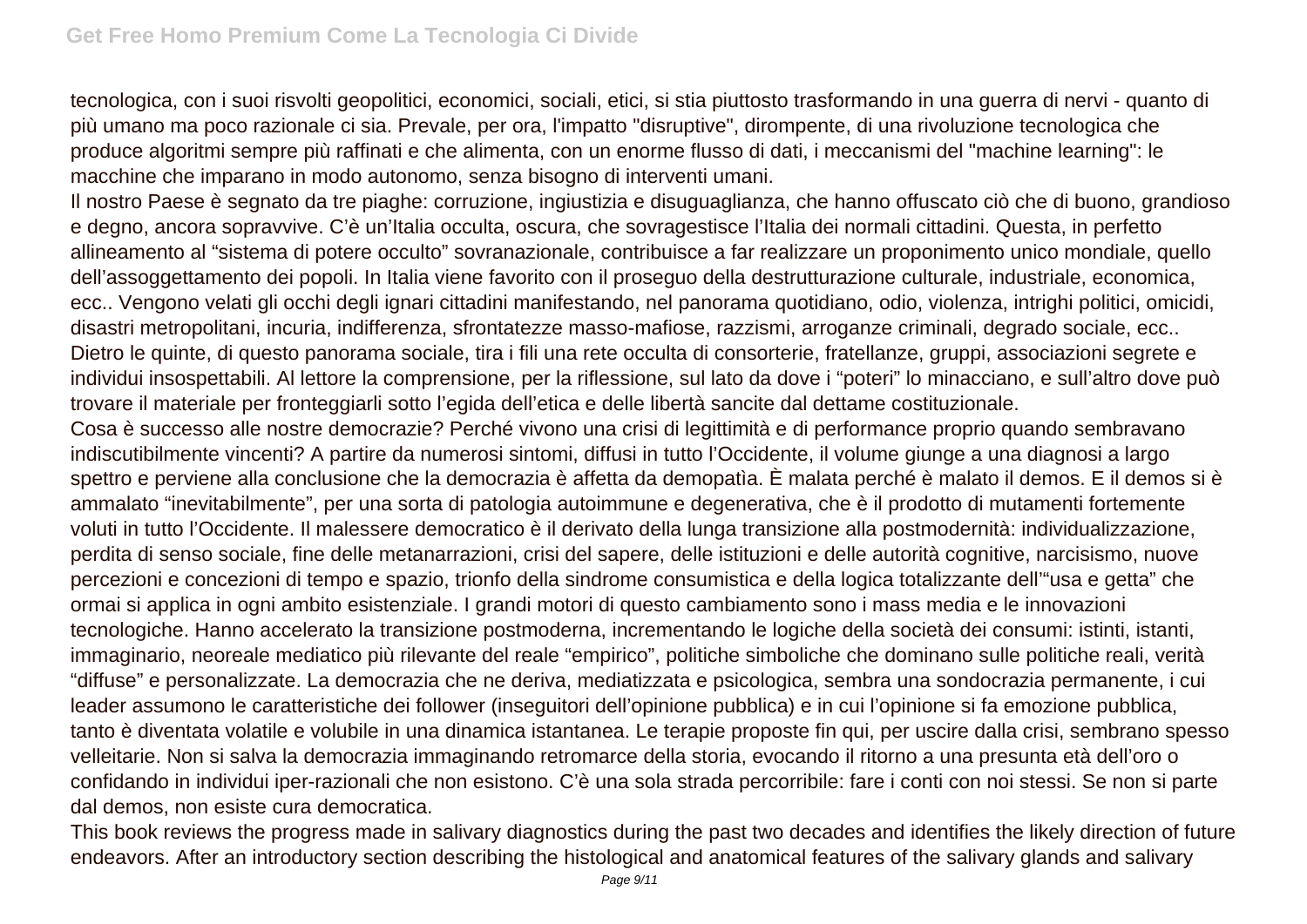tecnologica, con i suoi risvolti geopolitici, economici, sociali, etici, si stia piuttosto trasformando in una guerra di nervi - quanto di più umano ma poco razionale ci sia. Prevale, per ora, l'impatto "disruptive", dirompente, di una rivoluzione tecnologica che produce algoritmi sempre più raffinati e che alimenta, con un enorme flusso di dati, i meccanismi del "machine learning": le macchine che imparano in modo autonomo, senza bisogno di interventi umani.

Il nostro Paese è segnato da tre piaghe: corruzione, ingiustizia e disuguaglianza, che hanno offuscato ciò che di buono, grandioso e degno, ancora sopravvive. C'è un'Italia occulta, oscura, che sovragestisce l'Italia dei normali cittadini. Questa, in perfetto allineamento al "sistema di potere occulto" sovranazionale, contribuisce a far realizzare un proponimento unico mondiale, quello dell'assoggettamento dei popoli. In Italia viene favorito con il proseguo della destrutturazione culturale, industriale, economica, ecc.. Vengono velati gli occhi degli ignari cittadini manifestando, nel panorama quotidiano, odio, violenza, intrighi politici, omicidi, disastri metropolitani, incuria, indifferenza, sfrontatezze masso-mafiose, razzismi, arroganze criminali, degrado sociale, ecc.. Dietro le quinte, di questo panorama sociale, tira i fili una rete occulta di consorterie, fratellanze, gruppi, associazioni segrete e individui insospettabili. Al lettore la comprensione, per la riflessione, sul lato da dove i "poteri" lo minacciano, e sull'altro dove può trovare il materiale per fronteggiarli sotto l'egida dell'etica e delle libertà sancite dal dettame costituzionale.

Cosa è successo alle nostre democrazie? Perché vivono una crisi di legittimità e di performance proprio quando sembravano indiscutibilmente vincenti? A partire da numerosi sintomi, diffusi in tutto l'Occidente, il volume giunge a una diagnosi a largo spettro e perviene alla conclusione che la democrazia è affetta da demopatìa. È malata perché è malato il demos. E il demos si è ammalato "inevitabilmente", per una sorta di patologia autoimmune e degenerativa, che è il prodotto di mutamenti fortemente voluti in tutto l'Occidente. Il malessere democratico è il derivato della lunga transizione alla postmodernità: individualizzazione, perdita di senso sociale, fine delle metanarrazioni, crisi del sapere, delle istituzioni e delle autorità cognitive, narcisismo, nuove percezioni e concezioni di tempo e spazio, trionfo della sindrome consumistica e della logica totalizzante dell'"usa e getta" che ormai si applica in ogni ambito esistenziale. I grandi motori di questo cambiamento sono i mass media e le innovazioni tecnologiche. Hanno accelerato la transizione postmoderna, incrementando le logiche della società dei consumi: istinti, istanti, immaginario, neoreale mediatico più rilevante del reale "empirico", politiche simboliche che dominano sulle politiche reali, verità "diffuse" e personalizzate. La democrazia che ne deriva, mediatizzata e psicologica, sembra una sondocrazia permanente, i cui leader assumono le caratteristiche dei follower (inseguitori dell'opinione pubblica) e in cui l'opinione si fa emozione pubblica, tanto è diventata volatile e volubile in una dinamica istantanea. Le terapie proposte fin qui, per uscire dalla crisi, sembrano spesso velleitarie. Non si salva la democrazia immaginando retromarce della storia, evocando il ritorno a una presunta età dell'oro o confidando in individui iper-razionali che non esistono. C'è una sola strada percorribile: fare i conti con noi stessi. Se non si parte dal demos, non esiste cura democratica.

This book reviews the progress made in salivary diagnostics during the past two decades and identifies the likely direction of future endeavors. After an introductory section describing the histological and anatomical features of the salivary glands and salivary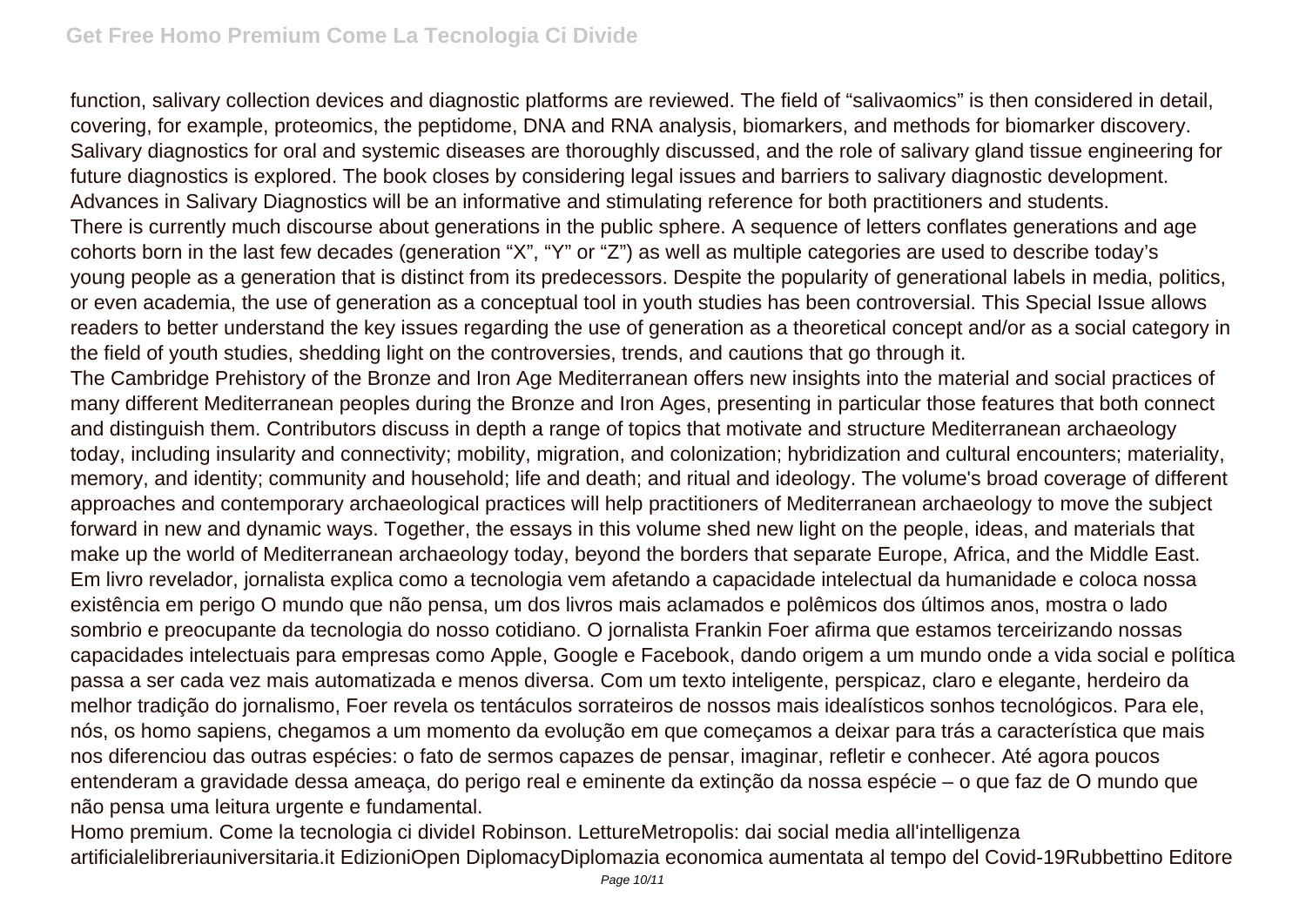function, salivary collection devices and diagnostic platforms are reviewed. The field of "salivaomics" is then considered in detail, covering, for example, proteomics, the peptidome, DNA and RNA analysis, biomarkers, and methods for biomarker discovery. Salivary diagnostics for oral and systemic diseases are thoroughly discussed, and the role of salivary gland tissue engineering for future diagnostics is explored. The book closes by considering legal issues and barriers to salivary diagnostic development. Advances in Salivary Diagnostics will be an informative and stimulating reference for both practitioners and students.

There is currently much discourse about generations in the public sphere. A sequence of letters conflates generations and age cohorts born in the last few decades (generation "X", "Y" or "Z") as well as multiple categories are used to describe today's young people as a generation that is distinct from its predecessors. Despite the popularity of generational labels in media, politics, or even academia, the use of generation as a conceptual tool in youth studies has been controversial. This Special Issue allows readers to better understand the key issues regarding the use of generation as a theoretical concept and/or as a social category in the field of youth studies, shedding light on the controversies, trends, and cautions that go through it.

The Cambridge Prehistory of the Bronze and Iron Age Mediterranean offers new insights into the material and social practices of many different Mediterranean peoples during the Bronze and Iron Ages, presenting in particular those features that both connect and distinguish them. Contributors discuss in depth a range of topics that motivate and structure Mediterranean archaeology today, including insularity and connectivity; mobility, migration, and colonization; hybridization and cultural encounters; materiality, memory, and identity; community and household; life and death; and ritual and ideology. The volume's broad coverage of different approaches and contemporary archaeological practices will help practitioners of Mediterranean archaeology to move the subject forward in new and dynamic ways. Together, the essays in this volume shed new light on the people, ideas, and materials that make up the world of Mediterranean archaeology today, beyond the borders that separate Europe, Africa, and the Middle East.

Em livro revelador, jornalista explica como a tecnologia vem afetando a capacidade intelectual da humanidade e coloca nossa existência em perigo O mundo que não pensa, um dos livros mais aclamados e polêmicos dos últimos anos, mostra o lado sombrio e preocupante da tecnologia do nosso cotidiano. O jornalista Frankin Foer afirma que estamos terceirizando nossas capacidades intelectuais para empresas como Apple, Google e Facebook, dando origem a um mundo onde a vida social e política passa a ser cada vez mais automatizada e menos diversa. Com um texto inteligente, perspicaz, claro e elegante, herdeiro da melhor tradição do jornalismo, Foer revela os tentáculos sorrateiros de nossos mais idealísticos sonhos tecnológicos. Para ele, nós, os homo sapiens, chegamos a um momento da evolução em que começamos a deixar para trás a característica que mais nos diferenciou das outras espécies: o fato de sermos capazes de pensar, imaginar, refletir e conhecer. Até agora poucos entenderam a gravidade dessa ameaça, do perigo real e eminente da extinção da nossa espécie – o que faz de O mundo que não pensa uma leitura urgente e fundamental.

Homo premium. Come la tecnologia ci divideI Robinson. LettureMetropolis: dai social media all'intelligenza artificialelibreriauniversitaria.it EdizioniOpen DiplomacyDiplomazia economica aumentata al tempo del Covid-19Rubbettino Editore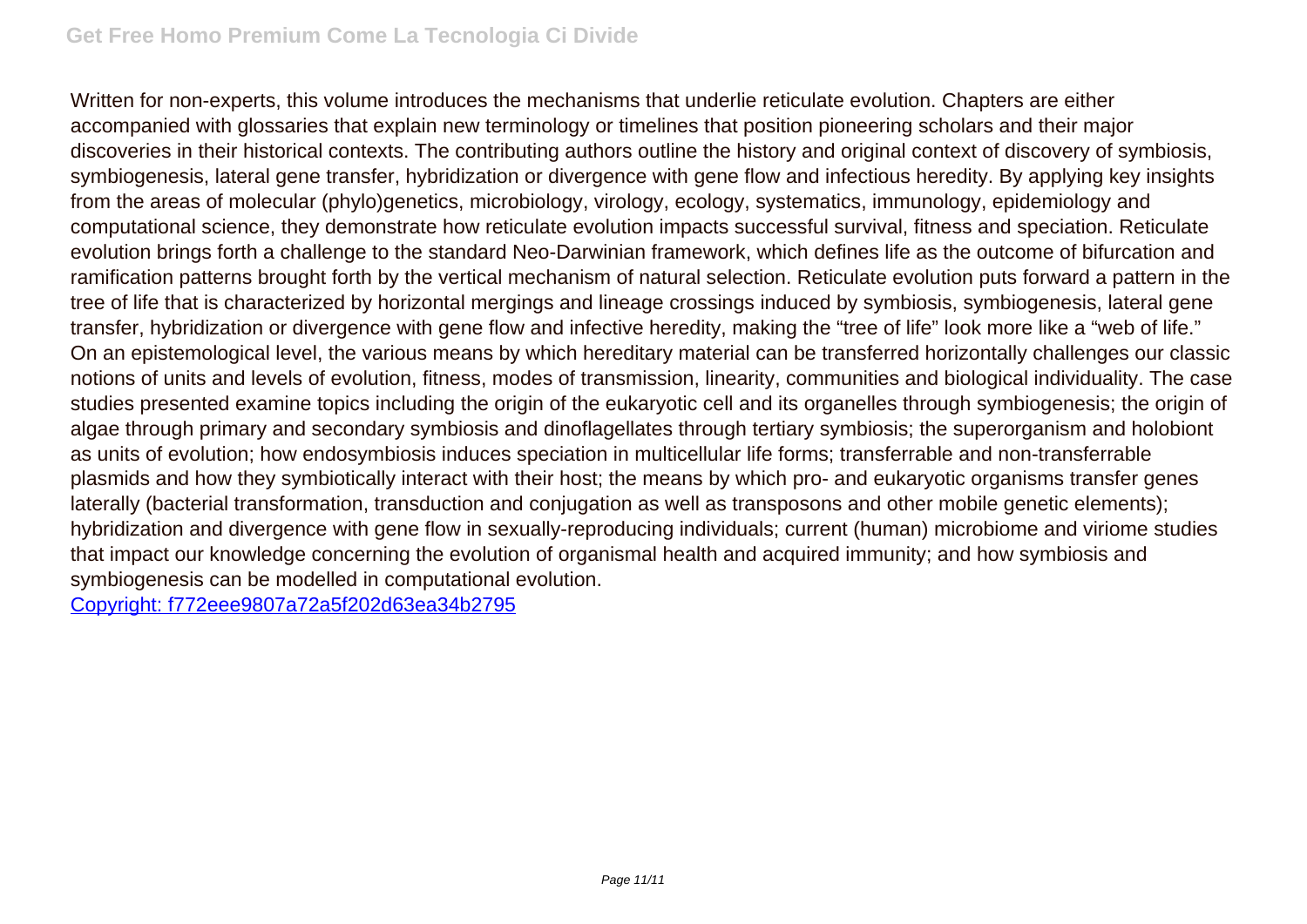Written for non-experts, this volume introduces the mechanisms that underlie reticulate evolution. Chapters are either accompanied with glossaries that explain new terminology or timelines that position pioneering scholars and their major discoveries in their historical contexts. The contributing authors outline the history and original context of discovery of symbiosis, symbiogenesis, lateral gene transfer, hybridization or divergence with gene flow and infectious heredity. By applying key insights from the areas of molecular (phylo)genetics, microbiology, virology, ecology, systematics, immunology, epidemiology and computational science, they demonstrate how reticulate evolution impacts successful survival, fitness and speciation. Reticulate evolution brings forth a challenge to the standard Neo-Darwinian framework, which defines life as the outcome of bifurcation and ramification patterns brought forth by the vertical mechanism of natural selection. Reticulate evolution puts forward a pattern in the tree of life that is characterized by horizontal mergings and lineage crossings induced by symbiosis, symbiogenesis, lateral gene transfer, hybridization or divergence with gene flow and infective heredity, making the "tree of life" look more like a "web of life." On an epistemological level, the various means by which hereditary material can be transferred horizontally challenges our classic notions of units and levels of evolution, fitness, modes of transmission, linearity, communities and biological individuality. The case studies presented examine topics including the origin of the eukaryotic cell and its organelles through symbiogenesis; the origin of algae through primary and secondary symbiosis and dinoflagellates through tertiary symbiosis; the superorganism and holobiont as units of evolution; how endosymbiosis induces speciation in multicellular life forms; transferrable and non-transferrable plasmids and how they symbiotically interact with their host; the means by which pro- and eukaryotic organisms transfer genes laterally (bacterial transformation, transduction and conjugation as well as transposons and other mobile genetic elements); hybridization and divergence with gene flow in sexually-reproducing individuals; current (human) microbiome and viriome studies that impact our knowledge concerning the evolution of organismal health and acquired immunity; and how symbiosis and symbiogenesis can be modelled in computational evolution.

Copyright: f772eee9807a72a5f202d63ea34b2795